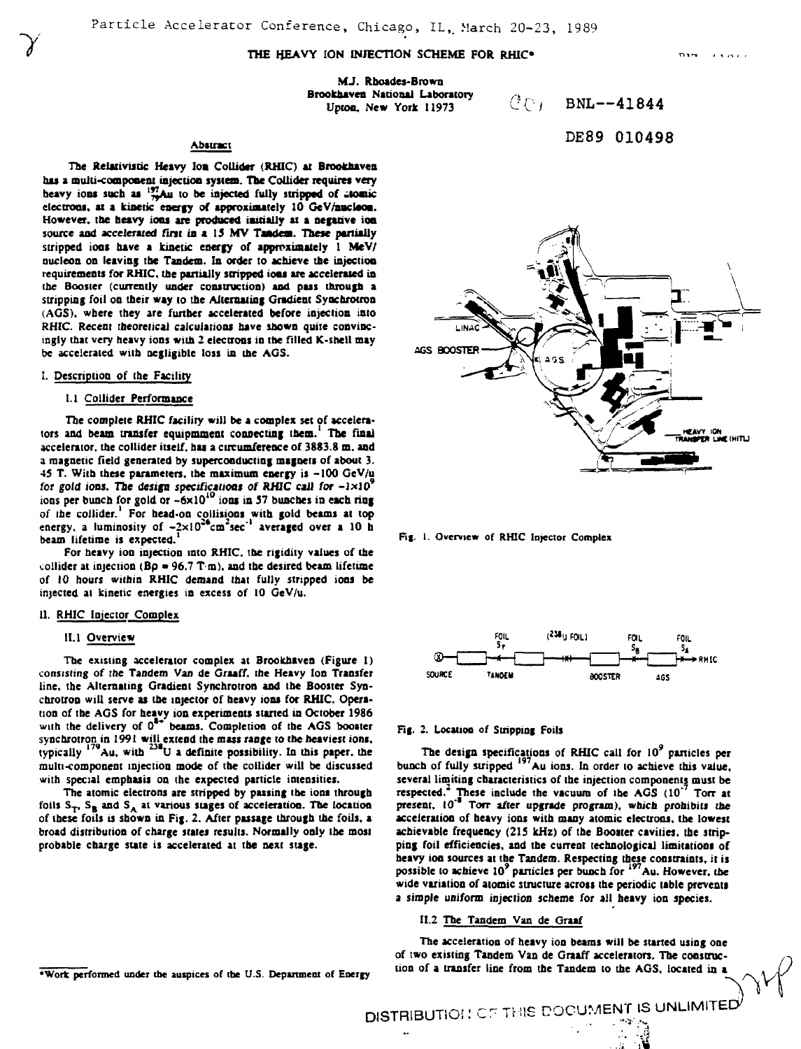Particle Accelerator Conference, Chicago, IL, March 20-23, 1989

# THE HEAVY ION INJECTION SCHEME FOR RHIC*

M.J. Rhoades-Brown
Brookhaven National Laboratory
Upton, New York 11973

BNL--41844

DE89 010498

## Abstract

The Relativistic Heavy Ion Collider (RHIC) at Brookhaven has a multi-component injection system. The Collider requires very heavy ions such as $^{197}_{79}Au$ to be injected fully stripped of atomic electrons, at a kinetic energy of approximately 10 GeV/nucleon. However, the heavy ions are produced initially at a negative ion source and accelerated first in a 15 MV Tandem. These partially stripped ions have a kinetic energy of approximately 1 MeV/nucleon on leaving the Tandem. In order to achieve the injection requirements for RHIC, the partially stripped ions are accelerated in the Booster (currently under construction) and pass through a stripping foil on their way to the Alternating Gradient Synchrotron (AGS), where they are further accelerated before injection into RHIC. Recent theoretical calculations have shown quite convincingly that very heavy ions with 2 electrons in the filled K-shell may be accelerated with negligible loss in the AGS.

## I. Description of the Facility

### I.1 Collider Performance

The complete RHIC facility will be a complex set of accelerators and beam transfer equipmment connecting them.[1] The final accelerator, the collider itself, has a circumference of 3883.8 m, and a magnetic field generated by superconducting magnets of about 3.45 T. With these parameters, the maximum energy is ~100 GeV/u for gold ions. The design specifications of RHIC call for $\sim 1\times10^{9}$ ions per bunch for gold or $\sim 6\times10^{10}$ ions in 57 bunches in each ring of the collider.[1] For head-on collisions with gold beams at top energy, a luminosity of $\sim 2\times10^{26} cm^{2} sec^{-1}$ averaged over a 10 h beam lifetime is expected.[1]

For heavy ion injection into RHIC, the rigidity values of the collider at injection ($B\rho$ = 96.7 T·m), and the desired beam lifetime of 10 hours within RHIC demand that fully stripped ions be injected at kinetic energies in excess of 10 GeV/u.

## II. RHIC Injector Complex

### II.1 Overview

The existing accelerator complex at Brookhaven (Figure 1) consisting of the Tandem Van de Graaff, the Heavy Ion Transfer line, the Alternating Gradient Synchrotron and the Booster Synchrotron will serve as the injector of heavy ions for RHIC. Operation of the AGS for heavy ion experiments started in October 1986 with the delivery of $O^{8+}$ beams. Completion of the AGS booster synchrotron in 1991 will extend the mass range to the heaviest ions, typically $^{179}Au$, with $^{238}U$ a definite possibility. In this paper, the multi-component injection mode of the collider will be discussed with special emphasis on the expected particle intensities.

The atomic electrons are stripped by passing the ions through foils $S_T$, $S_B$ and $S_A$ at various stages of acceleration. The location of these foils is shown in Fig. 2. After passage through the foils, a broad distribution of charge states results. Normally only the most probable charge state is accelerated at the next stage.

Fig. 1. Overview of RHIC Injector Complex

Fig. 2. Location of Stripping Foils

The design specifications of RHIC call for $10^9$ particles per bunch of fully stripped $^{197}Au$ ions. In order to achieve this value, several limiting characteristics of the injection components must be respected.[2] These include the vacuum of the AGS ($10^{-7}$ Torr at present, $10^{-8}$ Torr after upgrade program), which prohibits the acceleration of heavy ions with many atomic electrons, the lowest achievable frequency (215 kHz) of the Booster cavities, the stripping foil efficiencies, and the current technological limitations of heavy ion sources at the Tandem. Respecting these constraints, it is possible to achieve $10^9$ particles per bunch for $^{197}Au$. However, the wide variation of atomic structure across the periodic table prevents a simple uniform injection scheme for all heavy ion species.

### II.2 The Tandem Van de Graaf

The acceleration of heavy ion beams will be started using one of two existing Tandem Van de Graaff accelerators. The construction of a transfer line from the Tandem to the AGS, located in a

*Work performed under the auspices of the U.S. Department of Energy

DISTRIBUTION OF THIS DOCUMENT IS UNLIMITED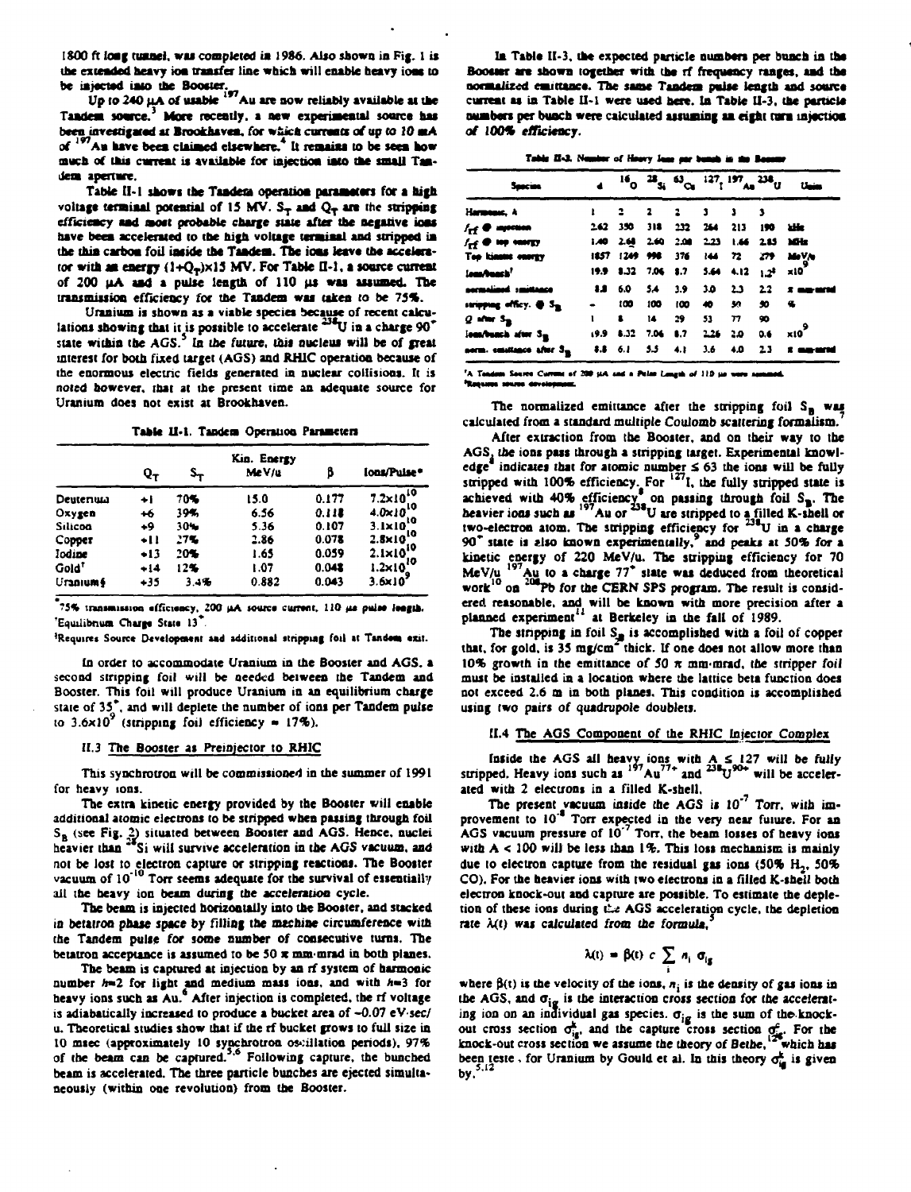1800 ft long tunnel, was completed in 1986. Also shown in Fig. 1 is the extended heavy ion transfer line which will enable heavy ions to be injected into the Booster.

Up to 240 μA of usable $^{197}$Au are now reliably available at the Tandem source.[3] More recently, a new experimental source has been investigated at Brookhaven, for which currents of up to 10 mA of $^{197}$Au have been claimed elsewhere.[4] It remains to be seen how much of this current is available for injection into the small Tandem aperture.

Table II-1 shows the Tandem operation parameters for a high voltage terminal potential of 15 MV. $S_T$ and $Q_T$ are the stripping efficiency and most probable charge state after the negative ions have been accelerated to the high voltage terminal and stripped in the thin carbon foil inside the Tandem. The ions leave the accelerator with an energy $(1+Q_T)\times 15$ MV. For Table II-1, a source current of 200 μA and a pulse length of 110 μs was assumed. The transmission efficiency for the Tandem was taken to be 75%.

Uranium is shown as a viable species because of recent calculations showing that it is possible to accelerate $^{238}$U in a charge 90$^+$ state within the AGS.[5] In the future, this nucleus will be of great interest for both fixed target (AGS) and RHIC operation because of the enormous electric fields generated in nuclear collisions. It is noted however, that at the present time an adequate source for Uranium does not exist at Brookhaven.

Table II-1. Tandem Operation Parameters

| | $Q_T$ | $S_T$ | Kin. Energy MeV/u | β | Ions/Pulse* |
|---|---|---|---|---|---|
| Deuterium | +1 | 70% | 15.0 | 0.177 | $7.2\times10^{10}$ |
| Oxygen | +6 | 39% | 6.56 | 0.118 | $4.0\times10^{10}$ |
| Silicon | +9 | 30% | 5.36 | 0.107 | $3.1\times10^{10}$ |
| Copper | +11 | 27% | 2.86 | 0.078 | $2.8\times10^{10}$ |
| Iodine | +13 | 20% | 1.65 | 0.059 | $2.1\times10^{10}$ |
| Gold† | +14 | 12% | 1.07 | 0.048 | $1.2\times10^{10}$ |
| Uranium§ | +35 | 3.4% | 0.882 | 0.043 | $3.6\times10^{9}$ |

*75% transmission efficiency, 200 μA source current, 110 μs pulse length.
†Equilibrium Charge State 13$^+$.
§Requires Source Development and additional stripping foil at Tandem exit.

In order to accommodate Uranium in the Booster and AGS, a second stripping foil will be needed between the Tandem and Booster. This foil will produce Uranium in an equilibrium charge state of 35$^+$, and will deplete the number of ions per Tandem pulse to $3.6\times10^9$ (stripping foil efficiency = 17%).

## II.3 The Booster as Preinjector to RHIC

This synchrotron will be commissioned in the summer of 1991 for heavy ions.

The extra kinetic energy provided by the Booster will enable additional atomic electrons to be stripped when passing through foil $S_B$ (see Fig. 2) situated between Booster and AGS. Hence, nuclei heavier than $^{28}$Si will survive acceleration in the AGS vacuum, and not be lost to electron capture or stripping reactions. The Booster vacuum of $10^{-10}$ Torr seems adequate for the survival of essentially all the heavy ion beam during the acceleration cycle.

The beam is injected horizontally into the Booster, and stacked in betatron phase space by filling the machine circumference with the Tandem pulse for some number of consecutive turns. The betatron acceptance is assumed to be 50 π mm·mrad in both planes.

The beam is captured at injection by an rf system of harmonic number $h$=2 for light and medium mass ions, and with $h$=3 for heavy ions such as Au.[6] After injection is completed, the rf voltage is adiabatically increased to produce a bucket area of ~0.07 eV·sec/u. Theoretical studies show that if the rf bucket grows to full size in 10 msec (approximately 10 synchrotron oscillation periods), 97% of the beam can be captured.[5,6] Following capture, the bunched beam is accelerated. The three particle bunches are ejected simultaneously (within one revolution) from the Booster.

In Table II-3, the expected particle numbers per bunch in the Booster are shown together with the rf frequency ranges, and the normalized emittance. The same Tandem pulse length and source current as in Table II-1 were used here. In Table II-3, the particle numbers per bunch were calculated assuming an eight turn injection of 100% efficiency.

Table II-3. Number of Heavy Ions per bunch in the Booster

| Species | d | $^{16}$O | $^{28}$Si | $^{63}$Cu | $^{127}$I | $^{197}$Au | $^{238}$U | Units |
|---|---|---|---|---|---|---|---|---|
| Harmonic, h | 1 | 2 | 2 | 2 | 3 | 3 | 3 | |
| $f_{rf}$ @ injection | 2.62 | 350 | 318 | 232 | 264 | 213 | 190 | kHz |
| $f_{rf}$ @ top energy | 1.40 | 2.68 | 2.60 | 2.08 | 2.23 | 1.66 | 2.85 | MHz |
| Top kinetic energy | 1857 | 1249 | 998 | 376 | 144 | 72 | 279 | MeV/u |
| Ions/bunch† | 19.9 | 8.32 | 7.06 | 8.7 | 5.64 | 4.12 | 1.2‡ | $\times10^9$ |
| normalized emittance | 8.8 | 6.0 | 5.4 | 3.9 | 3.0 | 2.3 | 2.2 | π mm·mrad |
| stripping effcy. @ $S_B$ | - | 100 | 100 | 100 | 40 | 50 | 50 | % |
| Q after $S_B$ | 1 | 8 | 14 | 29 | 53 | 77 | 90 | |
| Ions/bunch after $S_B$ | 19.9 | 8.32 | 7.06 | 8.7 | 2.26 | 2.0 | 0.6 | $\times10^9$ |
| norm. emittance after $S_B$ | 8.8 | 6.1 | 5.5 | 4.1 | 3.6 | 4.0 | 2.3 | π mm·mrad |

†A Tandem Source Current of 200 μA and a Pulse Length of 110 μs were assumed.
‡Requires source development.

The normalized emittance after the stripping foil $S_B$ was calculated from a standard multiple Coulomb scattering formalism.[7]

After extraction from the Booster, and on their way to the AGS, the ions pass through a stripping target. Experimental knowledge[8] indicates that for atomic number ≤ 63 the ions will be fully stripped with 100% efficiency. For $^{127}$I, the fully stripped state is achieved with 40% efficiency[8] on passing through foil $S_B$. The heavier ions such as $^{197}$Au or $^{238}$U are stripped to a filled K-shell or two-electron atom. The stripping efficiency for $^{238}$U in a charge 90$^+$ state is also known experimentally,[9] and peaks at 50% for a kinetic energy of 220 MeV/u. The stripping efficiency for 70 MeV/u $^{197}$Au to a charge 77$^+$ state was deduced from theoretical work[10] on $^{208}$Pb for the CERN SPS program. The result is considered reasonable, and will be known with more precision after a planned experiment[11] at Berkeley in the fall of 1989.

The stripping in foil $S_B$ is accomplished with a foil of copper that, for gold, is 35 mg/cm$^2$ thick. If one does not allow more than 10% growth in the emittance of 50 π mm·mrad, the stripper foil must be installed in a location where the lattice beta function does not exceed 2.6 m in both planes. This condition is accomplished using two pairs of quadrupole doublets.

## II.4 The AGS Component of the RHIC Injector Complex

Inside the AGS all heavy ions with A ≤ 127 will be fully stripped. Heavy ions such as $^{197}$Au$^{77+}$ and $^{238}$U$^{90+}$ will be accelerated with 2 electrons in a filled K-shell.

The present vacuum inside the AGS is $10^{-7}$ Torr, with improvement to $10^{-8}$ Torr expected in the very near future. For an AGS vacuum pressure of $10^{-7}$ Torr, the beam losses of heavy ions with A < 100 will be less than 1%. This loss mechanism is mainly due to electron capture from the residual gas ions (50% $H_2$, 50% CO). For the heavier ions with two electrons in a filled K-shell both electron knock-out and capture are possible. To estimate the depletion of these ions during the AGS acceleration cycle, the depletion rate $\lambda(t)$ was calculated from the formula,[5]

$$\lambda(t) = \beta(t)\, c \sum_i n_i\, \sigma_{ig}$$

where $\beta(t)$ is the velocity of the ions, $n_i$ is the density of gas ions in the AGS, and $\sigma_{ig}$ is the interaction cross section for the accelerating ion on an individual gas species. $\sigma_{ig}$ is the sum of the knock-out cross section $\sigma^k_{ig}$, and the capture cross section $\sigma^c_{ig}$. For the knock-out cross section we assume the theory of Bethe,[12] which has been tested for Uranium by Gould et al. In this theory $\sigma^k_{ig}$ is given by,[5,12]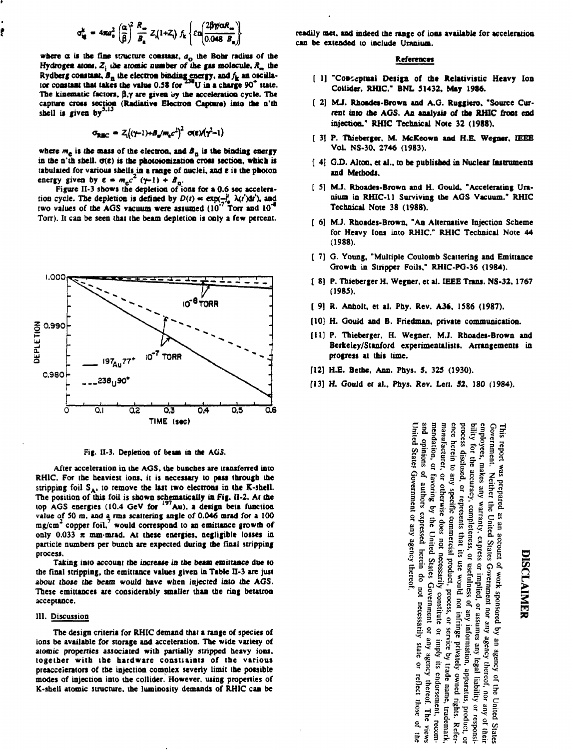$$\sigma^k_{ig} = 4\pi a_0^2 \left(\frac{\alpha}{\beta}\right)^2 \frac{R_\infty}{B_n} Z_i(1+Z_i) f_k \left\{ \ell n\left(\frac{2\beta\gamma\alpha R_\infty}{0.048\ B_n}\right)\right\}$$

where $\alpha$ is the fine structure constant, $a_0$ the Bohr radius of the Hydrogen atom, $Z_i$ the atomic number of the gas molecule, $R_\infty$ the Rydberg constant, $B_n$ the electron binding energy, and $f_k$ an oscillator constant that takes the value 0.58 for $^{238}U$ in a charge 90$^+$ state. The kinematic factors, $\beta,\gamma$ are given by the acceleration cycle. The capture cross section (Radiative Electron Capture) into the n'th shell is given by[5,13]

$$\sigma_{REC} = Z_i\left((\gamma-1)+B_n/m_ec^2\right)^2 \sigma(\varepsilon)/(\gamma^2-1)$$

where $m_e$ is the mass of the electron, and $B_n$ is the binding energy in the n'th shell. $\sigma(\varepsilon)$ is the photoionization cross section, which is tabulated for various shells in a range of nuclei, and $\varepsilon$ is the photon energy given by $\varepsilon = m_ec^2\ (\gamma-1) + B_n$.

Figure II-3 shows the depletion of ions for a 0.6 sec acceleration cycle. The depletion is defined by $D(t) = \exp(-\int_0^t \lambda(t')dt')$, and two values of the AGS vacuum were assumed ($10^{-7}$ Torr and $10^{-8}$ Torr). It can be seen that the beam depletion is only a few percent.

1.000
0.990
0.980
DEPLETION
0 0.1 0.2 0.3 0.4 0.5 0.6
TIME (sec)
$10^{-8}$ TORR
$10^{-7}$ TORR
$^{197}Au^{77+}$
$^{238}U^{90+}$

Fig. II-3. Depletion of beam in the AGS.

After acceleration in the AGS, the bunches are transferred into RHIC. For the heaviest ions, it is necessary to pass through the stripping foil $S_A$, to remove the last two electrons in the K-shell. The position of this foil is shown schematically in Fig. II-2. At the top AGS energies (10.4 GeV for $^{197}$Au), a design beta function value of 50 m, and a rms scattering angle of 0.046 mrad for a 100 mg/cm$^2$ copper foil,[7] would correspond to an emittance growth of only 0.033 $\pi$ mm·mrad. At these energies, negligible losses in particle numbers per bunch are expected during the final stripping process.

Taking into account the increase in the beam emittance due to the final stripping, the emittance values given in Table II-3 are just about those the beam would have when injected into the AGS. These emittances are considerably smaller than the ring betatron acceptance.

## III. Discussion

The design criteria for RHIC demand that a range of species of ions be available for storage and acceleration. The wide variety of atomic properties associated with partially stripped heavy ions, together with the hardware constraints of the various preaccelerators of the injection complex severly limit the possible modes of injection into the collider. However, using properties of K-shell atomic structure, the luminosity demands of RHIC can be readily met, and indeed the range of ions available for acceleration can be extended to include Uranium.

## References

[1] "Conceptual Design of the Relativistic Heavy Ion Collider, RHIC." BNL 51432, May 1986.

[2] M.J. Rhoades-Brown and A.G. Ruggiero, "Source Current into the AGS. An analysis of the RHIC front end injection." RHIC Technical Note 32 (1988).

[3] P. Thieberger, M. McKeown and H.E. Wegner, IEEE Vol. NS-30, 2746 (1983).

[4] G.D. Alton, et al., to be published in Nuclear Instruments and Methods.

[5] M.J. Rhoades-Brown and H. Gould, "Accelerating Uranium in RHIC-11 Surviving the AGS Vacuum." RHIC Technical Note 38 (1988).

[6] M.J. Rhoades-Brown, "An Alternative Injection Scheme for Heavy Ions into RHIC." RHIC Technical Note 44 (1988).

[7] G. Young, "Multiple Coulomb Scattering and Emittance Growth in Stripper Foils," RHIC-PG-36 (1984).

[8] P. Thieberger H. Wegner, et al. IEEE Trans. NS-32, 1767 (1985).

[9] R. Anholt, et al. Phy. Rev. A36, 1586 (1987).

[10] H. Gould and B. Friedman, private communication.

[11] P. Thieberger, H. Wegner, M.J. Rhoades-Brown and Berkeley/Stanford experimentalists. Arrangements in progress at this time.

[12] H.E. Bethe, Ann. Phys. 5, 325 (1930).

[13] H. Gould et al., Phys. Rev. Lett. 52, 180 (1984).

## DISCLAIMER

This report was prepared as an account of work sponsored by an agency of the United States Government. Neither the United States Government nor any agency thereof, nor any of their employees, makes any warranty, express or implied, or assumes any legal liability or responsibility for the accuracy, completeness, or usefulness of any information, apparatus, product, or process disclosed, or represents that its use would not infringe privately owned rights. Reference herein to any specific commercial product, process, or service by trade name, trademark, manufacturer, or otherwise does not necessarily constitute or imply its endorsement, recommendation, or favoring by the United States Government or any agency thereof. The views and opinions of authors expressed herein do not necessarily state or reflect those of the United States Government or any agency thereof.